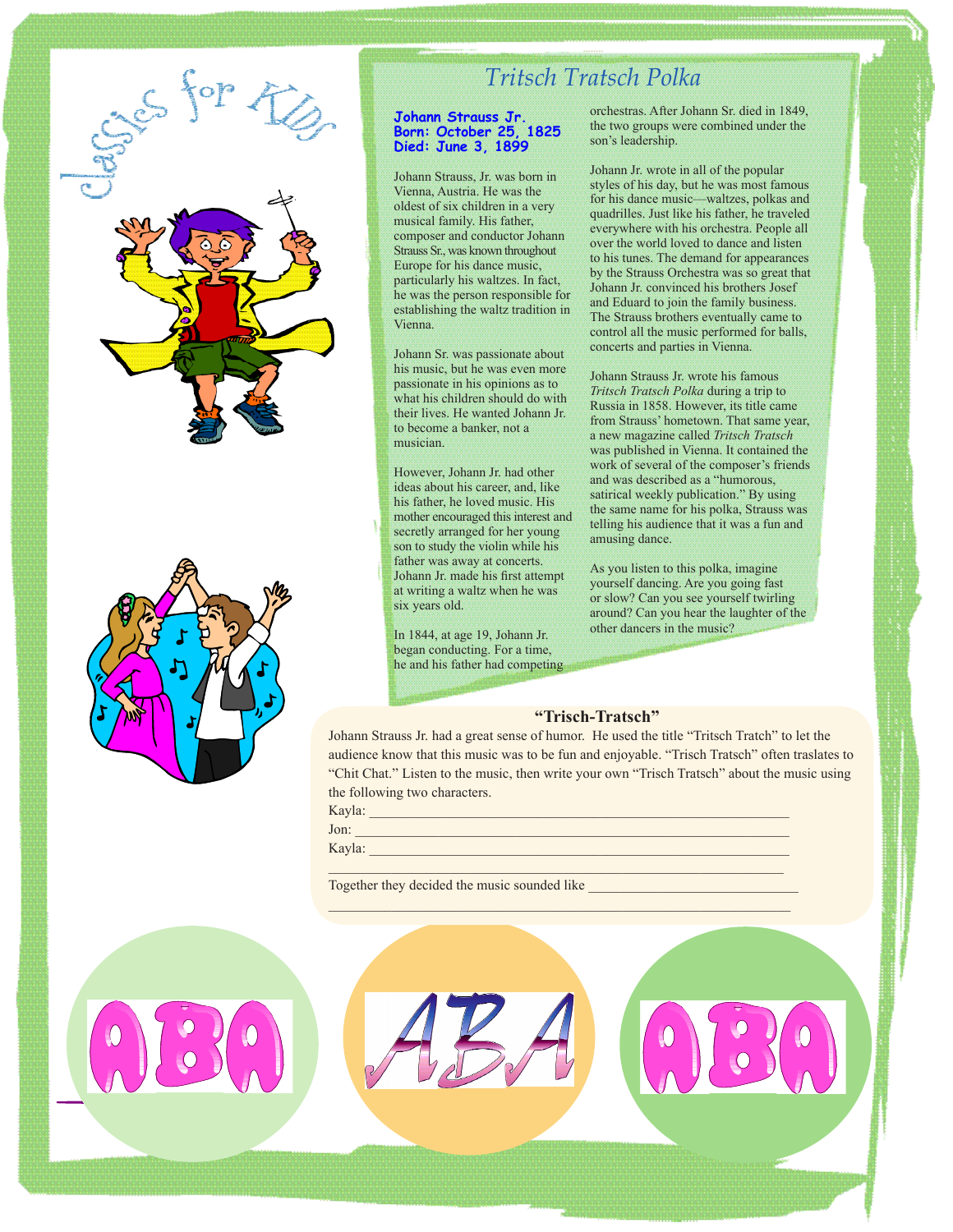Classics for KIDS

# Tritsch Tratsch Polka

**Johann Strauss Jr.**
**Born: October 25, 1825**
**Died: June 3, 1899**

Johann Strauss, Jr. was born in Vienna, Austria. He was the oldest of six children in a very musical family. His father, composer and conductor Johann Strauss Sr., was known throughout Europe for his dance music, particularly his waltzes. In fact, he was the person responsible for establishing the waltz tradition in Vienna.

Johann Sr. was passionate about his music, but he was even more passionate in his opinions as to what his children should do with their lives. He wanted Johann Jr. to become a banker, not a musician.

However, Johann Jr. had other ideas about his career, and, like his father, he loved music. His mother encouraged this interest and secretly arranged for her young son to study the violin while his father was away at concerts. Johann Jr. made his first attempt at writing a waltz when he was six years old.

In 1844, at age 19, Johann Jr. began conducting. For a time, he and his father had competing orchestras. After Johann Sr. died in 1849, the two groups were combined under the son's leadership.

Johann Jr. wrote in all of the popular styles of his day, but he was most famous for his dance music—waltzes, polkas and quadrilles. Just like his father, he traveled everywhere with his orchestra. People all over the world loved to dance and listen to his tunes. The demand for appearances by the Strauss Orchestra was so great that Johann Jr. convinced his brothers Josef and Eduard to join the family business. The Strauss brothers eventually came to control all the music performed for balls, concerts and parties in Vienna.

Johann Strauss Jr. wrote his famous *Tritsch Tratsch Polka* during a trip to Russia in 1858. However, its title came from Strauss' hometown. That same year, a new magazine called *Tritsch Tratsch* was published in Vienna. It contained the work of several of the composer's friends and was described as a "humorous, satirical weekly publication." By using the same name for his polka, Strauss was telling his audience that it was a fun and amusing dance.

As you listen to this polka, imagine yourself dancing. Are you going fast or slow? Can you see yourself twirling around? Can you hear the laughter of the other dancers in the music?

## "Trisch-Tratsch"

Johann Strauss Jr. had a great sense of humor. He used the title "Tritsch Tratch" to let the audience know that this music was to be fun and enjoyable. "Trisch Tratsch" often traslates to "Chit Chat." Listen to the music, then write your own "Trisch Tratsch" about the music using the following two characters.

Kayla: ____________________________________________

Jon: ____________________________________________

Kayla: ____________________________________________

____________________________________________

Together they decided the music sounded like ____________________

____________________________________________

ABA ABA ABA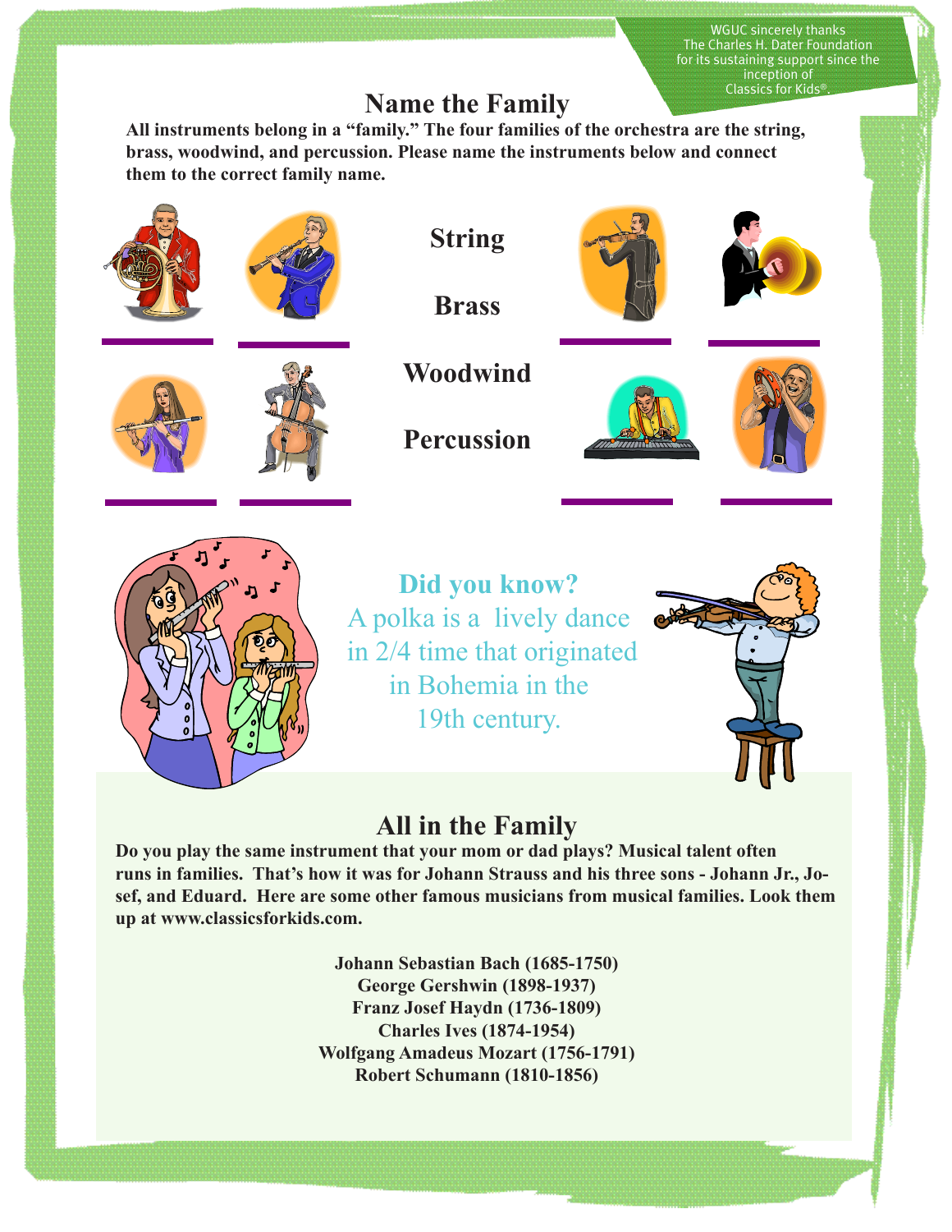WGUC sincerely thanks The Charles H. Dater Foundation for its sustaining support since the inception of Classics for Kids®.

## Name the Family

**All instruments belong in a "family." The four families of the orchestra are the string, brass, woodwind, and percussion. Please name the instruments below and connect them to the correct family name.**

**String**

**Brass**

**Woodwind**

**Percussion**

### Did you know?

A polka is a lively dance in 2/4 time that originated in Bohemia in the 19th century.

## All in the Family

**Do you play the same instrument that your mom or dad plays? Musical talent often runs in families. That's how it was for Johann Strauss and his three sons - Johann Jr., Josef, and Eduard. Here are some other famous musicians from musical families. Look them up at www.classicsforkids.com.**

**Johann Sebastian Bach (1685-1750)**
**George Gershwin (1898-1937)**
**Franz Josef Haydn (1736-1809)**
**Charles Ives (1874-1954)**
**Wolfgang Amadeus Mozart (1756-1791)**
**Robert Schumann (1810-1856)**